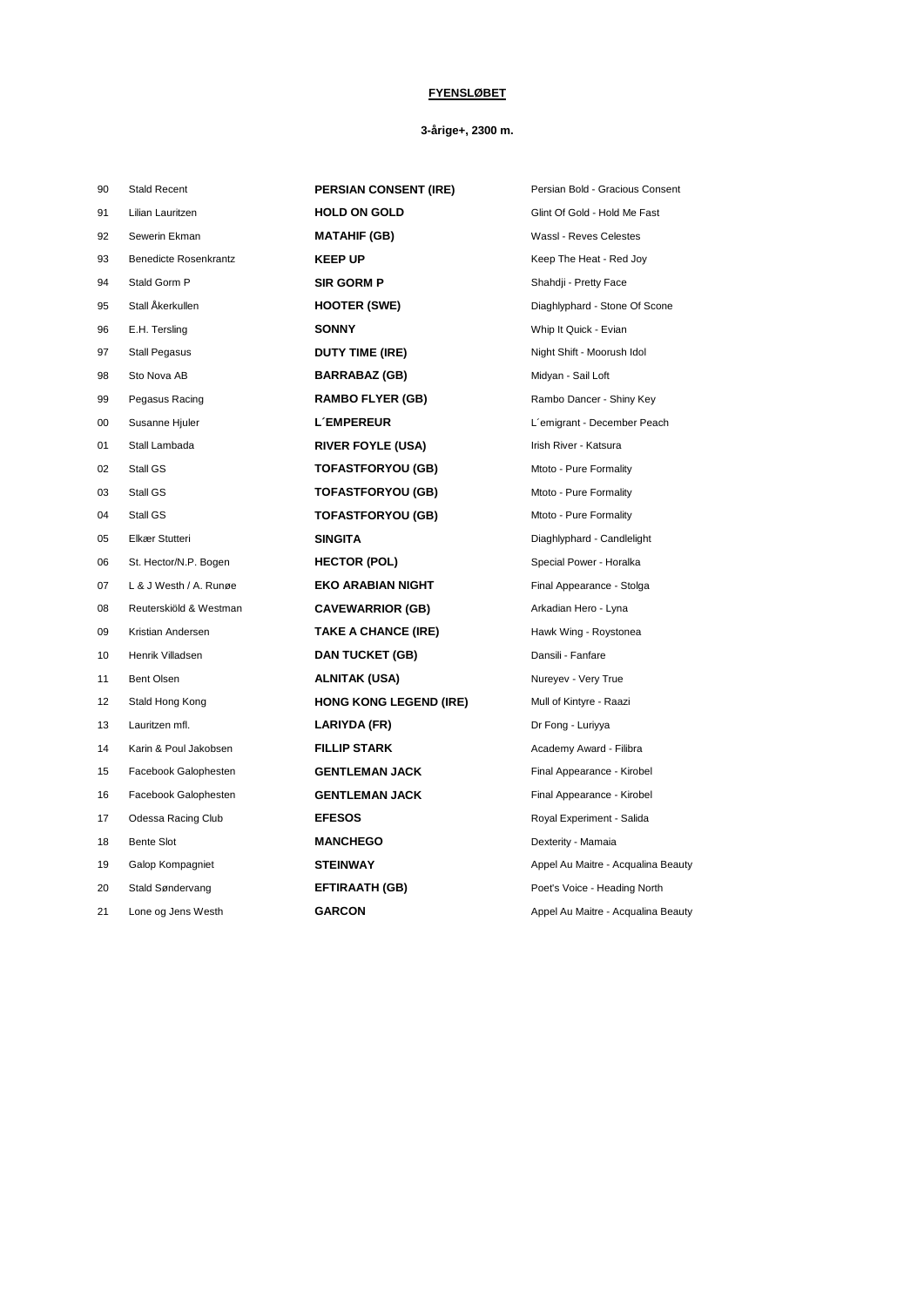**FYENSLØBET**

**3-årige+, 2300 m.**

| | | | |
|---|---|---|---|
| 90 | Stald Recent | **PERSIAN CONSENT (IRE)** | Persian Bold - Gracious Consent |
| 91 | Lilian Lauritzen | **HOLD ON GOLD** | Glint Of Gold - Hold Me Fast |
| 92 | Sewerin Ekman | **MATAHIF (GB)** | Wassl - Reves Celestes |
| 93 | Benedicte Rosenkrantz | **KEEP UP** | Keep The Heat - Red Joy |
| 94 | Stald Gorm P | **SIR GORM P** | Shahdji - Pretty Face |
| 95 | Stall Åkerkullen | **HOOTER (SWE)** | Diaghlyphard - Stone Of Scone |
| 96 | E.H. Tersling | **SONNY** | Whip It Quick - Evian |
| 97 | Stall Pegasus | **DUTY TIME (IRE)** | Night Shift - Moorush Idol |
| 98 | Sto Nova AB | **BARRABAZ (GB)** | Midyan - Sail Loft |
| 99 | Pegasus Racing | **RAMBO FLYER (GB)** | Rambo Dancer - Shiny Key |
| 00 | Susanne Hjuler | **L´EMPEREUR** | L´emigrant - December Peach |
| 01 | Stall Lambada | **RIVER FOYLE (USA)** | Irish River - Katsura |
| 02 | Stall GS | **TOFASTFORYOU (GB)** | Mtoto - Pure Formality |
| 03 | Stall GS | **TOFASTFORYOU (GB)** | Mtoto - Pure Formality |
| 04 | Stall GS | **TOFASTFORYOU (GB)** | Mtoto - Pure Formality |
| 05 | Elkær Stutteri | **SINGITA** | Diaghlyphard - Candlelight |
| 06 | St. Hector/N.P. Bogen | **HECTOR (POL)** | Special Power - Horalka |
| 07 | L & J Westh / A. Runøe | **EKO ARABIAN NIGHT** | Final Appearance - Stolga |
| 08 | Reuterskiöld & Westman | **CAVEWARRIOR (GB)** | Arkadian Hero - Lyna |
| 09 | Kristian Andersen | **TAKE A CHANCE (IRE)** | Hawk Wing - Roystonea |
| 10 | Henrik Villadsen | **DAN TUCKET (GB)** | Dansili - Fanfare |
| 11 | Bent Olsen | **ALNITAK (USA)** | Nureyev - Very True |
| 12 | Stald Hong Kong | **HONG KONG LEGEND (IRE)** | Mull of Kintyre - Raazi |
| 13 | Lauritzen mfl. | **LARIYDA (FR)** | Dr Fong - Luriyya |
| 14 | Karin & Poul Jakobsen | **FILLIP STARK** | Academy Award - Filibra |
| 15 | Facebook Galophesten | **GENTLEMAN JACK** | Final Appearance - Kirobel |
| 16 | Facebook Galophesten | **GENTLEMAN JACK** | Final Appearance - Kirobel |
| 17 | Odessa Racing Club | **EFESOS** | Royal Experiment - Salida |
| 18 | Bente Slot | **MANCHEGO** | Dexterity - Mamaia |
| 19 | Galop Kompagniet | **STEINWAY** | Appel Au Maitre - Acqualina Beauty |
| 20 | Stald Søndervang | **EFTIRAATH (GB)** | Poet's Voice - Heading North |
| 21 | Lone og Jens Westh | **GARCON** | Appel Au Maitre - Acqualina Beauty |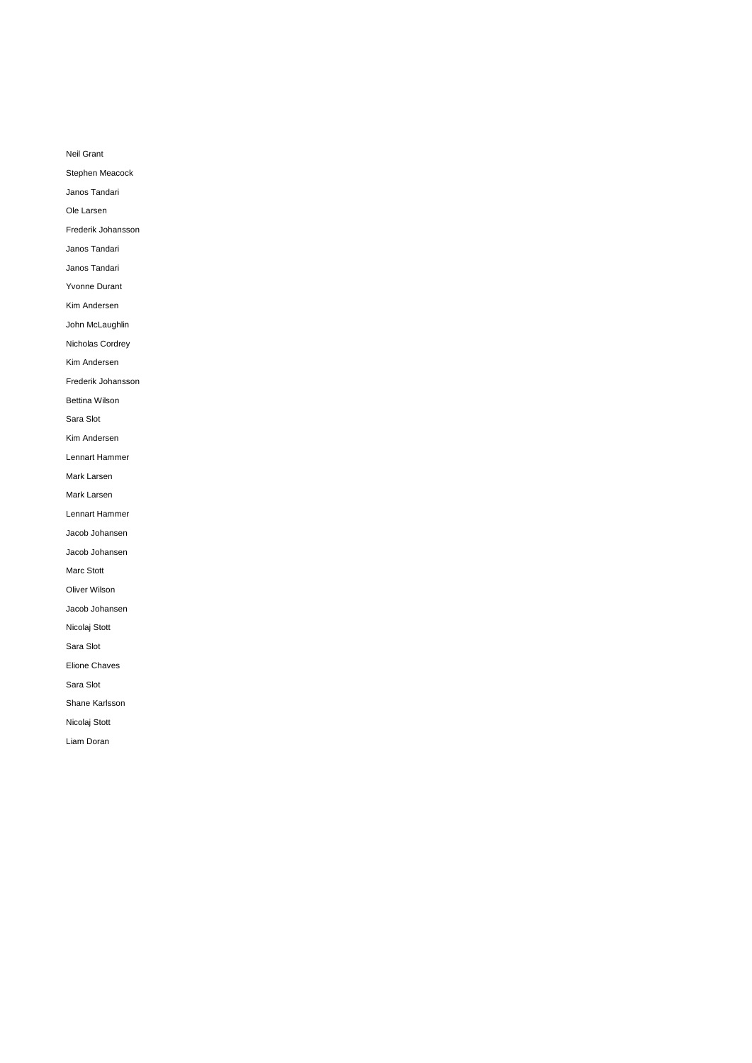Neil Grant

Stephen Meacock

Janos Tandari

Ole Larsen

Frederik Johansson

Janos Tandari

Janos Tandari

Yvonne Durant

Kim Andersen

John McLaughlin

Nicholas Cordrey

Kim Andersen

Frederik Johansson

Bettina Wilson

Sara Slot

Kim Andersen

Lennart Hammer

Mark Larsen

Mark Larsen

Lennart Hammer

Jacob Johansen

Jacob Johansen

Marc Stott

Oliver Wilson

Jacob Johansen

Nicolaj Stott

Sara Slot

Elione Chaves

Sara Slot

Shane Karlsson

Nicolaj Stott

Liam Doran